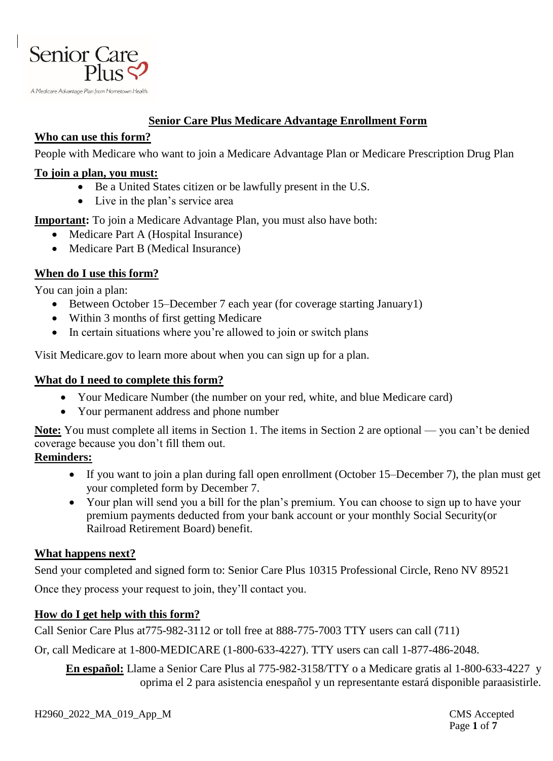Senior Care Plus

A Medicare Advantage Plan from Hometown Health

# Senior Care Plus Medicare Advantage Enrollment Form

## Who can use this form?

People with Medicare who want to join a Medicare Advantage Plan or Medicare Prescription Drug Plan

## To join a plan, you must:

- Be a United States citizen or be lawfully present in the U.S.
- Live in the plan's service area

**Important:** To join a Medicare Advantage Plan, you must also have both:

- Medicare Part A (Hospital Insurance)
- Medicare Part B (Medical Insurance)

## When do I use this form?

You can join a plan:

- Between October 15–December 7 each year (for coverage starting January1)
- Within 3 months of first getting Medicare
- In certain situations where you're allowed to join or switch plans

Visit Medicare.gov to learn more about when you can sign up for a plan.

## What do I need to complete this form?

- Your Medicare Number (the number on your red, white, and blue Medicare card)
- Your permanent address and phone number

**Note:** You must complete all items in Section 1. The items in Section 2 are optional — you can't be denied coverage because you don't fill them out.

**Reminders:**

- If you want to join a plan during fall open enrollment (October 15–December 7), the plan must get your completed form by December 7.
- Your plan will send you a bill for the plan's premium. You can choose to sign up to have your premium payments deducted from your bank account or your monthly Social Security(or Railroad Retirement Board) benefit.

## What happens next?

Send your completed and signed form to: Senior Care Plus 10315 Professional Circle, Reno NV 89521

Once they process your request to join, they'll contact you.

## How do I get help with this form?

Call Senior Care Plus at775-982-3112 or toll free at 888-775-7003 TTY users can call (711)

Or, call Medicare at 1-800-MEDICARE (1-800-633-4227). TTY users can call 1-877-486-2048.

**En español:** Llame a Senior Care Plus al 775-982-3158/TTY o a Medicare gratis al 1-800-633-4227 y oprima el 2 para asistencia enespañol y un representante estará disponible paraasistirle.

H2960_2022_MA_019_App_M

CMS Accepted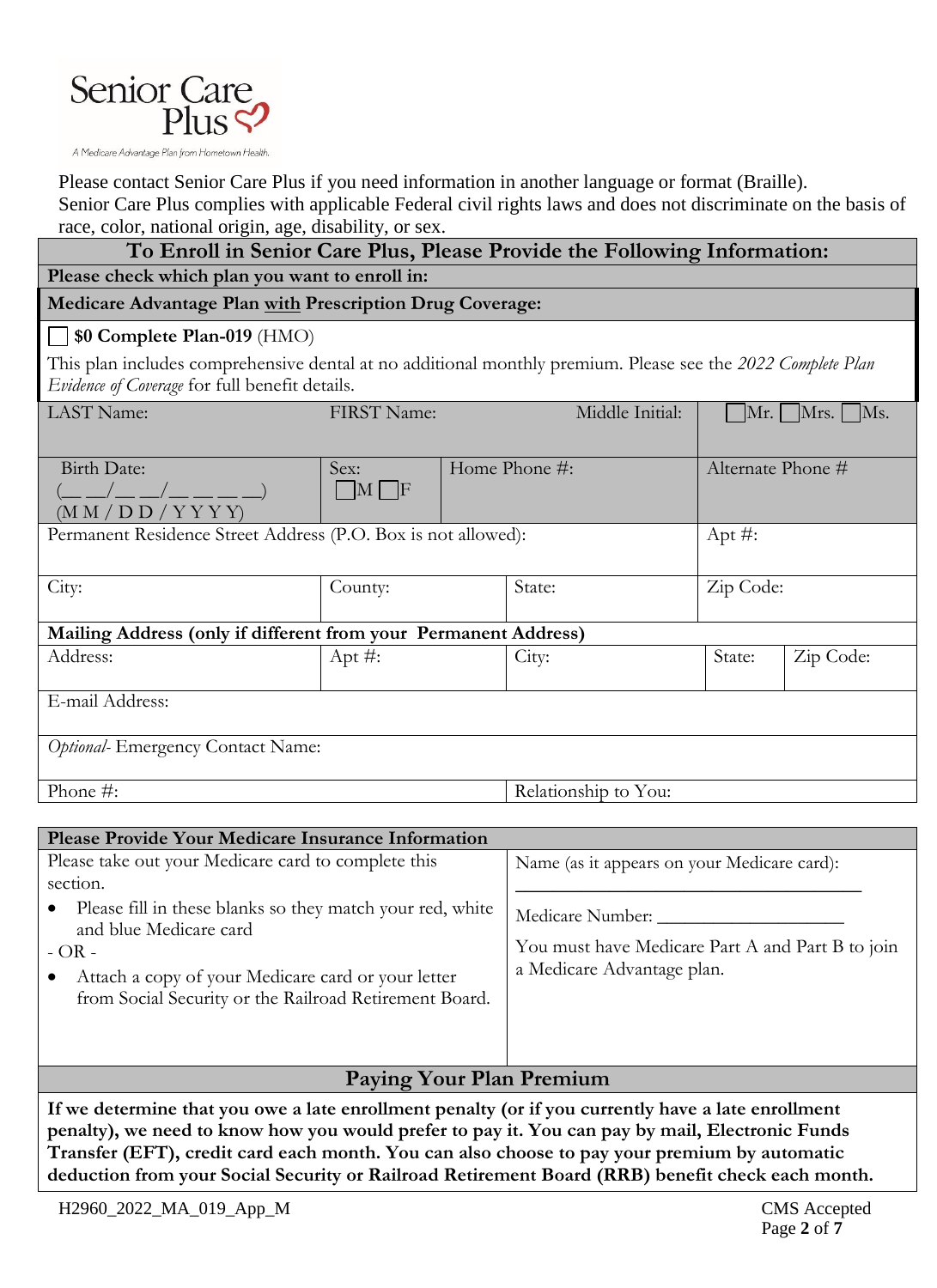Senior Care Plus

A Medicare Advantage Plan from Hometown Health.

Please contact Senior Care Plus if you need information in another language or format (Braille).
Senior Care Plus complies with applicable Federal civil rights laws and does not discriminate on the basis of race, color, national origin, age, disability, or sex.

## To Enroll in Senior Care Plus, Please Provide the Following Information:

**Please check which plan you want to enroll in:**

**Medicare Advantage Plan with Prescription Drug Coverage:**

☐ **$0 Complete Plan-019** (HMO)

This plan includes comprehensive dental at no additional monthly premium. Please see the *2022 Complete Plan Evidence of Coverage* for full benefit details.

| LAST Name: | FIRST Name: | Middle Initial: | ☐Mr. ☐Mrs. ☐Ms. |
|---|---|---|---|
| Birth Date: (__ __/__ __/__ __ __ __) (M M / D D / Y Y Y Y) | Sex: ☐M ☐F | Home Phone #: | Alternate Phone # |
| Permanent Residence Street Address (P.O. Box is not allowed): | | | Apt #: |
| City: | County: | State: | Zip Code: |

**Mailing Address (only if different from your Permanent Address)**

| Address: | Apt #: | City: | State: | Zip Code: |
|---|---|---|---|---|
| E-mail Address: | | | | |
| *Optional-* Emergency Contact Name: | | | | |
| Phone #: | | Relationship to You: | | |

### Please Provide Your Medicare Insurance Information

Please take out your Medicare card to complete this section.

- Please fill in these blanks so they match your red, white and blue Medicare card

\- OR -

- Attach a copy of your Medicare card or your letter from Social Security or the Railroad Retirement Board.

Name (as it appears on your Medicare card): ______________________

Medicare Number: ____________________

You must have Medicare Part A and Part B to join a Medicare Advantage plan.

### Paying Your Plan Premium

**If we determine that you owe a late enrollment penalty (or if you currently have a late enrollment penalty), we need to know how you would prefer to pay it. You can pay by mail, Electronic Funds Transfer (EFT), credit card each month. You can also choose to pay your premium by automatic deduction from your Social Security or Railroad Retirement Board (RRB) benefit check each month.**

H2960_2022_MA_019_App_M

CMS Accepted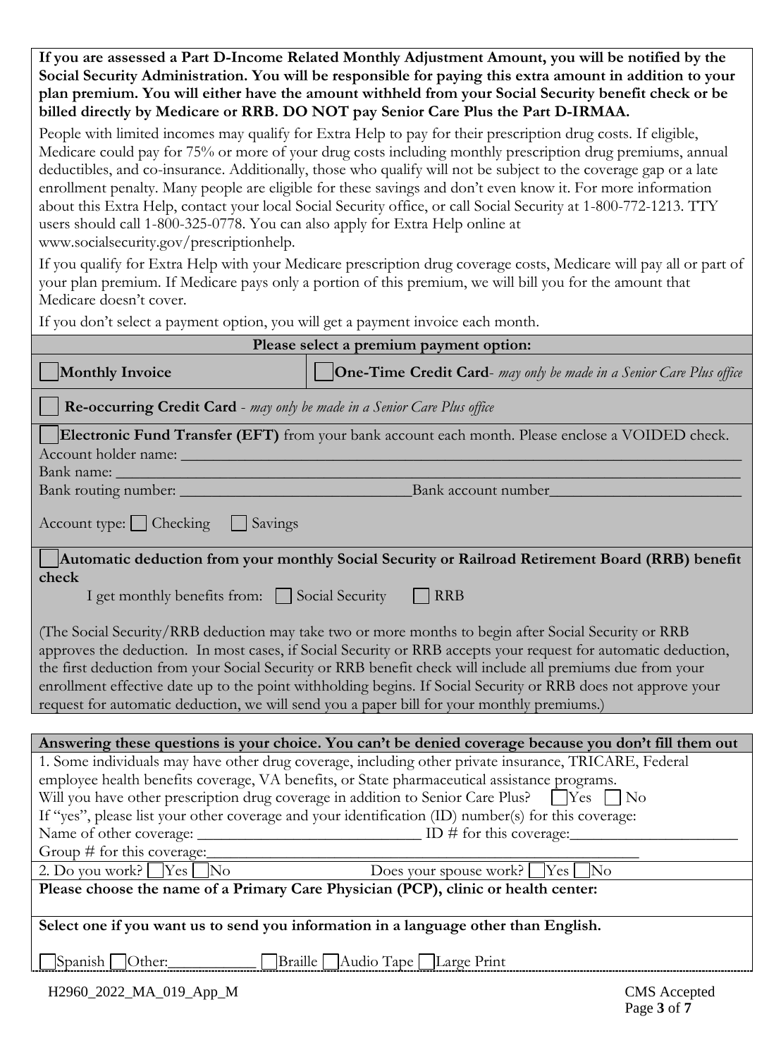**If you are assessed a Part D-Income Related Monthly Adjustment Amount, you will be notified by the Social Security Administration. You will be responsible for paying this extra amount in addition to your plan premium. You will either have the amount withheld from your Social Security benefit check or be billed directly by Medicare or RRB. DO NOT pay Senior Care Plus the Part D-IRMAA.**

People with limited incomes may qualify for Extra Help to pay for their prescription drug costs. If eligible, Medicare could pay for 75% or more of your drug costs including monthly prescription drug premiums, annual deductibles, and co-insurance. Additionally, those who qualify will not be subject to the coverage gap or a late enrollment penalty. Many people are eligible for these savings and don't even know it. For more information about this Extra Help, contact your local Social Security office, or call Social Security at 1-800-772-1213. TTY users should call 1-800-325-0778. You can also apply for Extra Help online at www.socialsecurity.gov/prescriptionhelp.

If you qualify for Extra Help with your Medicare prescription drug coverage costs, Medicare will pay all or part of your plan premium. If Medicare pays only a portion of this premium, we will bill you for the amount that Medicare doesn't cover.

If you don't select a payment option, you will get a payment invoice each month.

**Please select a premium payment option:**

☐ **Monthly Invoice**

☐ **One-Time Credit Card**- *may only be made in a Senior Care Plus office*

☐ **Re-occurring Credit Card** - *may only be made in a Senior Care Plus office*

☐ **Electronic Fund Transfer (EFT)** from your bank account each month. Please enclose a VOIDED check.

Account holder name: ____________________

Bank name: ____________________

Bank routing number: ____________________ Bank account number ____________________

Account type: ☐ Checking ☐ Savings

☐ **Automatic deduction from your monthly Social Security or Railroad Retirement Board (RRB) benefit check**

I get monthly benefits from: ☐ Social Security ☐ RRB

(The Social Security/RRB deduction may take two or more months to begin after Social Security or RRB approves the deduction. In most cases, if Social Security or RRB accepts your request for automatic deduction, the first deduction from your Social Security or RRB benefit check will include all premiums due from your enrollment effective date up to the point withholding begins. If Social Security or RRB does not approve your request for automatic deduction, we will send you a paper bill for your monthly premiums.)

**Answering these questions is your choice. You can't be denied coverage because you don't fill them out**

1. Some individuals may have other drug coverage, including other private insurance, TRICARE, Federal employee health benefits coverage, VA benefits, or State pharmaceutical assistance programs.
Will you have other prescription drug coverage in addition to Senior Care Plus? ☐ Yes ☐ No
If "yes", please list your other coverage and your identification (ID) number(s) for this coverage:
Name of other coverage: ____________________ ID # for this coverage: ____________________
Group # for this coverage: ____________________

2. Do you work? ☐ Yes ☐ No Does your spouse work? ☐ Yes ☐ No

**Please choose the name of a Primary Care Physician (PCP), clinic or health center:**

**Select one if you want us to send you information in a language other than English.**

☐ Spanish ☐ Other: __________ ☐ Braille ☐ Audio Tape ☐ Large Print

H2960_2022_MA_019_App_M

CMS Accepted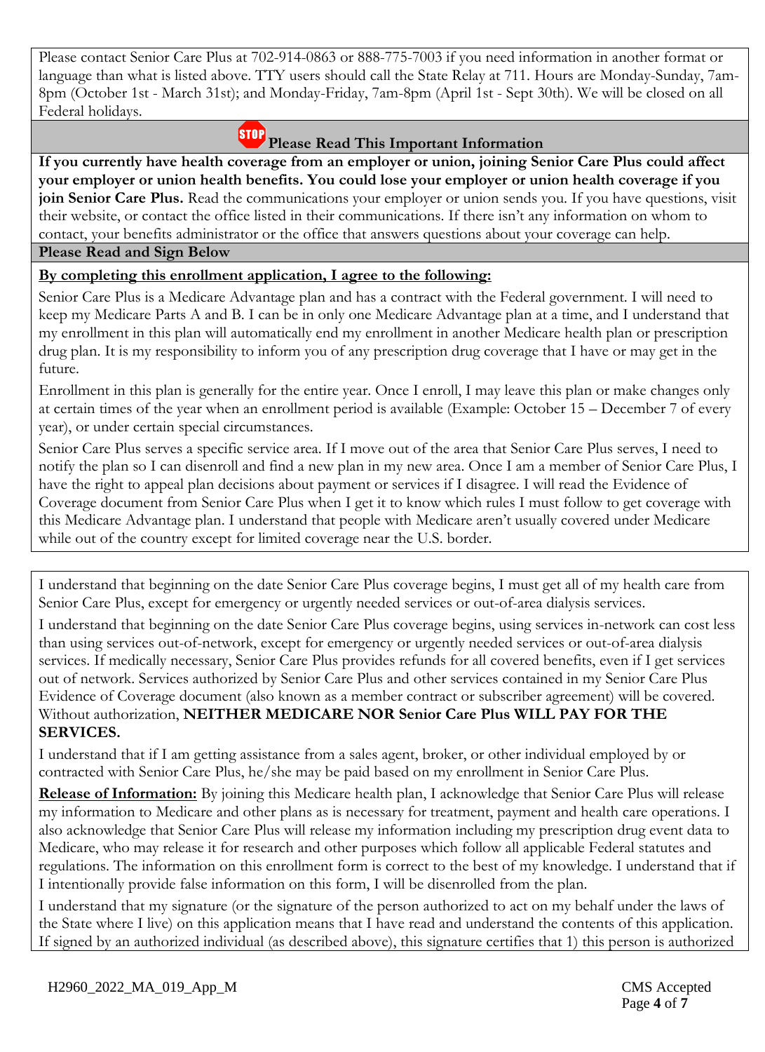Please contact Senior Care Plus at 702-914-0863 or 888-775-7003 if you need information in another format or language than what is listed above. TTY users should call the State Relay at 711. Hours are Monday-Sunday, 7am-8pm (October 1st - March 31st); and Monday-Friday, 7am-8pm (April 1st - Sept 30th). We will be closed on all Federal holidays.

## STOP Please Read This Important Information

**If you currently have health coverage from an employer or union, joining Senior Care Plus could affect your employer or union health benefits. You could lose your employer or union health coverage if you join Senior Care Plus.** Read the communications your employer or union sends you. If you have questions, visit their website, or contact the office listed in their communications. If there isn't any information on whom to contact, your benefits administrator or the office that answers questions about your coverage can help.

## Please Read and Sign Below

**By completing this enrollment application, I agree to the following:**

Senior Care Plus is a Medicare Advantage plan and has a contract with the Federal government. I will need to keep my Medicare Parts A and B. I can be in only one Medicare Advantage plan at a time, and I understand that my enrollment in this plan will automatically end my enrollment in another Medicare health plan or prescription drug plan. It is my responsibility to inform you of any prescription drug coverage that I have or may get in the future.

Enrollment in this plan is generally for the entire year. Once I enroll, I may leave this plan or make changes only at certain times of the year when an enrollment period is available (Example: October 15 – December 7 of every year), or under certain special circumstances.

Senior Care Plus serves a specific service area. If I move out of the area that Senior Care Plus serves, I need to notify the plan so I can disenroll and find a new plan in my new area. Once I am a member of Senior Care Plus, I have the right to appeal plan decisions about payment or services if I disagree. I will read the Evidence of Coverage document from Senior Care Plus when I get it to know which rules I must follow to get coverage with this Medicare Advantage plan. I understand that people with Medicare aren't usually covered under Medicare while out of the country except for limited coverage near the U.S. border.

I understand that beginning on the date Senior Care Plus coverage begins, I must get all of my health care from Senior Care Plus, except for emergency or urgently needed services or out-of-area dialysis services.

I understand that beginning on the date Senior Care Plus coverage begins, using services in-network can cost less than using services out-of-network, except for emergency or urgently needed services or out-of-area dialysis services. If medically necessary, Senior Care Plus provides refunds for all covered benefits, even if I get services out of network. Services authorized by Senior Care Plus and other services contained in my Senior Care Plus Evidence of Coverage document (also known as a member contract or subscriber agreement) will be covered. Without authorization, **NEITHER MEDICARE NOR Senior Care Plus WILL PAY FOR THE SERVICES.**

I understand that if I am getting assistance from a sales agent, broker, or other individual employed by or contracted with Senior Care Plus, he/she may be paid based on my enrollment in Senior Care Plus.

**Release of Information:** By joining this Medicare health plan, I acknowledge that Senior Care Plus will release my information to Medicare and other plans as is necessary for treatment, payment and health care operations. I also acknowledge that Senior Care Plus will release my information including my prescription drug event data to Medicare, who may release it for research and other purposes which follow all applicable Federal statutes and regulations. The information on this enrollment form is correct to the best of my knowledge. I understand that if I intentionally provide false information on this form, I will be disenrolled from the plan.

I understand that my signature (or the signature of the person authorized to act on my behalf under the laws of the State where I live) on this application means that I have read and understand the contents of this application. If signed by an authorized individual (as described above), this signature certifies that 1) this person is authorized

H2960_2022_MA_019_App_M

CMS Accepted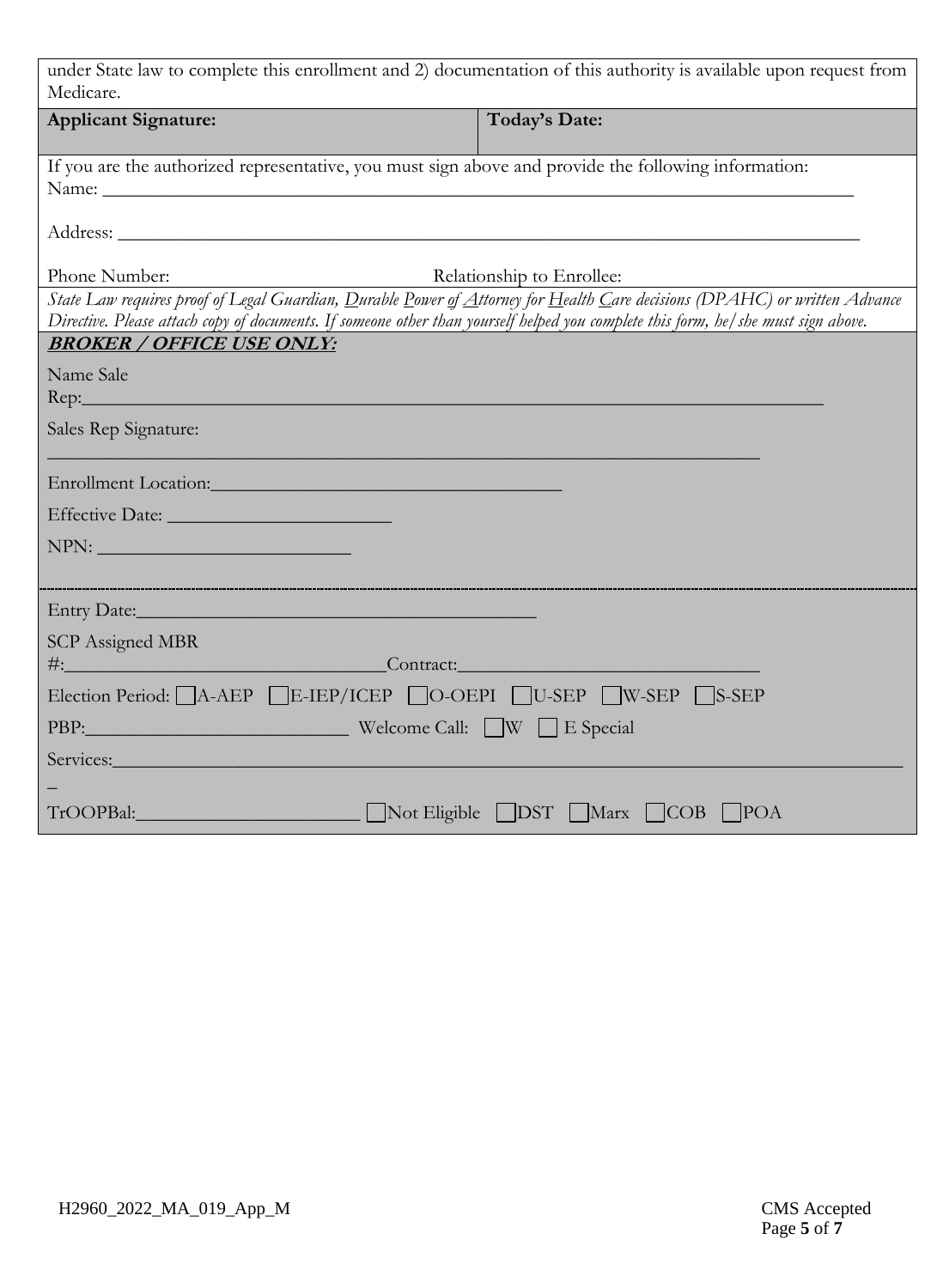under State law to complete this enrollment and 2) documentation of this authority is available upon request from Medicare.

| **Applicant Signature:** | **Today's Date:** |
|---|---|

If you are the authorized representative, you must sign above and provide the following information:

Name: ___________________________________________________________________________

Address: _________________________________________________________________________

Phone Number: Relationship to Enrollee:

*State Law requires proof of Legal Guardian, Durable Power of Attorney for Health Care decisions (DPAHC) or written Advance Directive. Please attach copy of documents. If someone other than yourself helped you complete this form, he/she must sign above.*

***BROKER / OFFICE USE ONLY:***

Name Sale Rep:___________________________________________________________________

Sales Rep Signature:

______________________________________________________________

Enrollment Location:___________________________________

Effective Date: _______________________

NPN: __________________________

Entry Date:________________________________________

SCP Assigned MBR #:_______________________________Contract:_______________________________

Election Period: ☐A-AEP ☐E-IEP/ICEP ☐O-OEPI ☐U-SEP ☐W-SEP ☐S-SEP

PBP:___________________________ Welcome Call: ☐W ☐ E Special

Services:___________________________________________________________________________

TrOOPBal:_______________________ ☐Not Eligible ☐DST ☐Marx ☐COB ☐POA

H2960_2022_MA_019_App_M CMS Accepted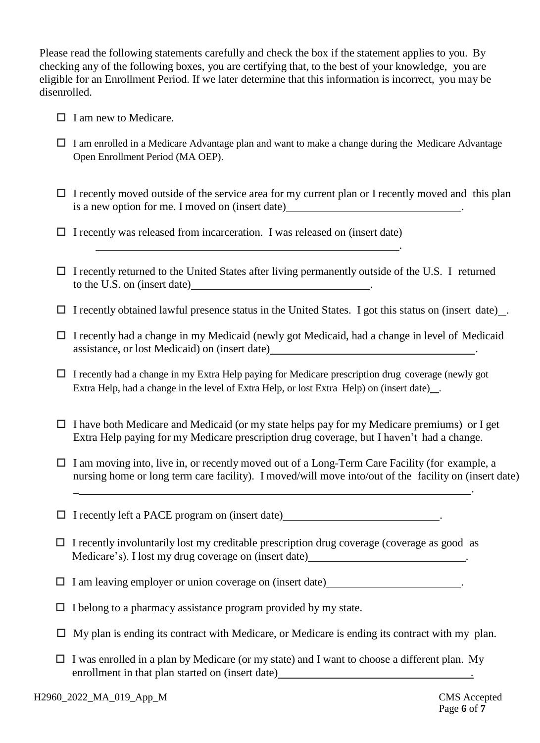Please read the following statements carefully and check the box if the statement applies to you. By checking any of the following boxes, you are certifying that, to the best of your knowledge, you are eligible for an Enrollment Period. If we later determine that this information is incorrect, you may be disenrolled.

- ☐ I am new to Medicare.
- ☐ I am enrolled in a Medicare Advantage plan and want to make a change during the Medicare Advantage Open Enrollment Period (MA OEP).
- ☐ I recently moved outside of the service area for my current plan or I recently moved and this plan is a new option for me. I moved on (insert date)________________________________.
- ☐ I recently was released from incarceration. I was released on (insert date) ________________________________________________________.
- ☐ I recently returned to the United States after living permanently outside of the U.S. I returned to the U.S. on (insert date)________________________________.
- ☐ I recently obtained lawful presence status in the United States. I got this status on (insert date)__.
- ☐ I recently had a change in my Medicaid (newly got Medicaid, had a change in level of Medicaid assistance, or lost Medicaid) on (insert date)____________________________________.
- ☐ I recently had a change in my Extra Help paying for Medicare prescription drug coverage (newly got Extra Help, had a change in the level of Extra Help, or lost Extra Help) on (insert date)__.
- ☐ I have both Medicare and Medicaid (or my state helps pay for my Medicare premiums) or I get Extra Help paying for my Medicare prescription drug coverage, but I haven't had a change.
- ☐ I am moving into, live in, or recently moved out of a Long-Term Care Facility (for example, a nursing home or long term care facility). I moved/will move into/out of the facility on (insert date) ____________________________________________________________________________.
- ☐ I recently left a PACE program on (insert date)____________________________.
- ☐ I recently involuntarily lost my creditable prescription drug coverage (coverage as good as Medicare's). I lost my drug coverage on (insert date)____________________________.
- ☐ I am leaving employer or union coverage on (insert date)________________________.
- ☐ I belong to a pharmacy assistance program provided by my state.
- ☐ My plan is ending its contract with Medicare, or Medicare is ending its contract with my plan.
- ☐ I was enrolled in a plan by Medicare (or my state) and I want to choose a different plan. My enrollment in that plan started on (insert date)____________________________________.

H2960_2022_MA_019_App_M CMS Accepted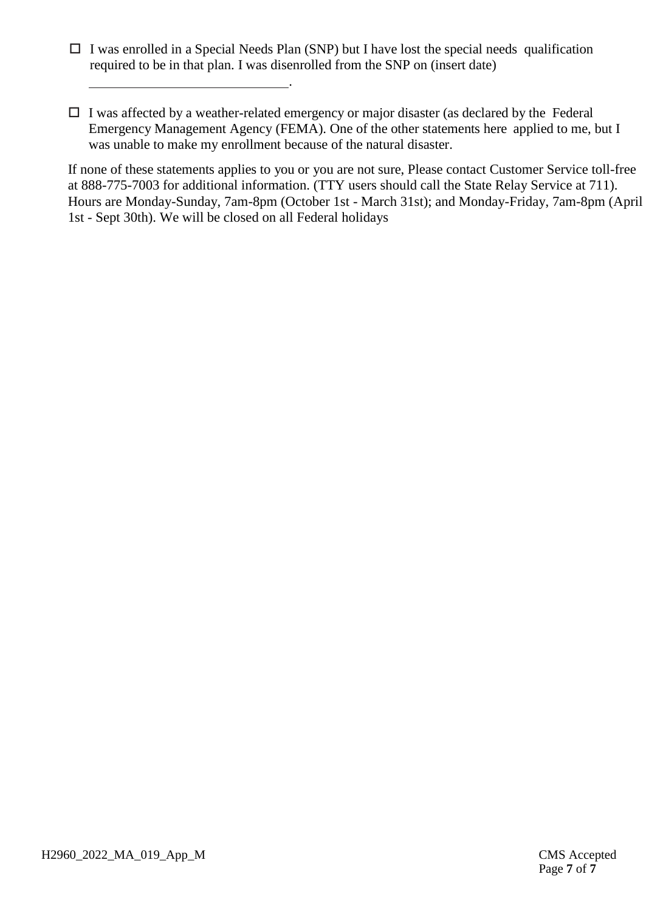- ☐ I was enrolled in a Special Needs Plan (SNP) but I have lost the special needs qualification required to be in that plan. I was disenrolled from the SNP on (insert date) ______________________________.

- ☐ I was affected by a weather-related emergency or major disaster (as declared by the Federal Emergency Management Agency (FEMA). One of the other statements here applied to me, but I was unable to make my enrollment because of the natural disaster.

If none of these statements applies to you or you are not sure, Please contact Customer Service toll-free at 888-775-7003 for additional information. (TTY users should call the State Relay Service at 711). Hours are Monday-Sunday, 7am-8pm (October 1st - March 31st); and Monday-Friday, 7am-8pm (April 1st - Sept 30th). We will be closed on all Federal holidays

H2960_2022_MA_019_App_M

CMS Accepted